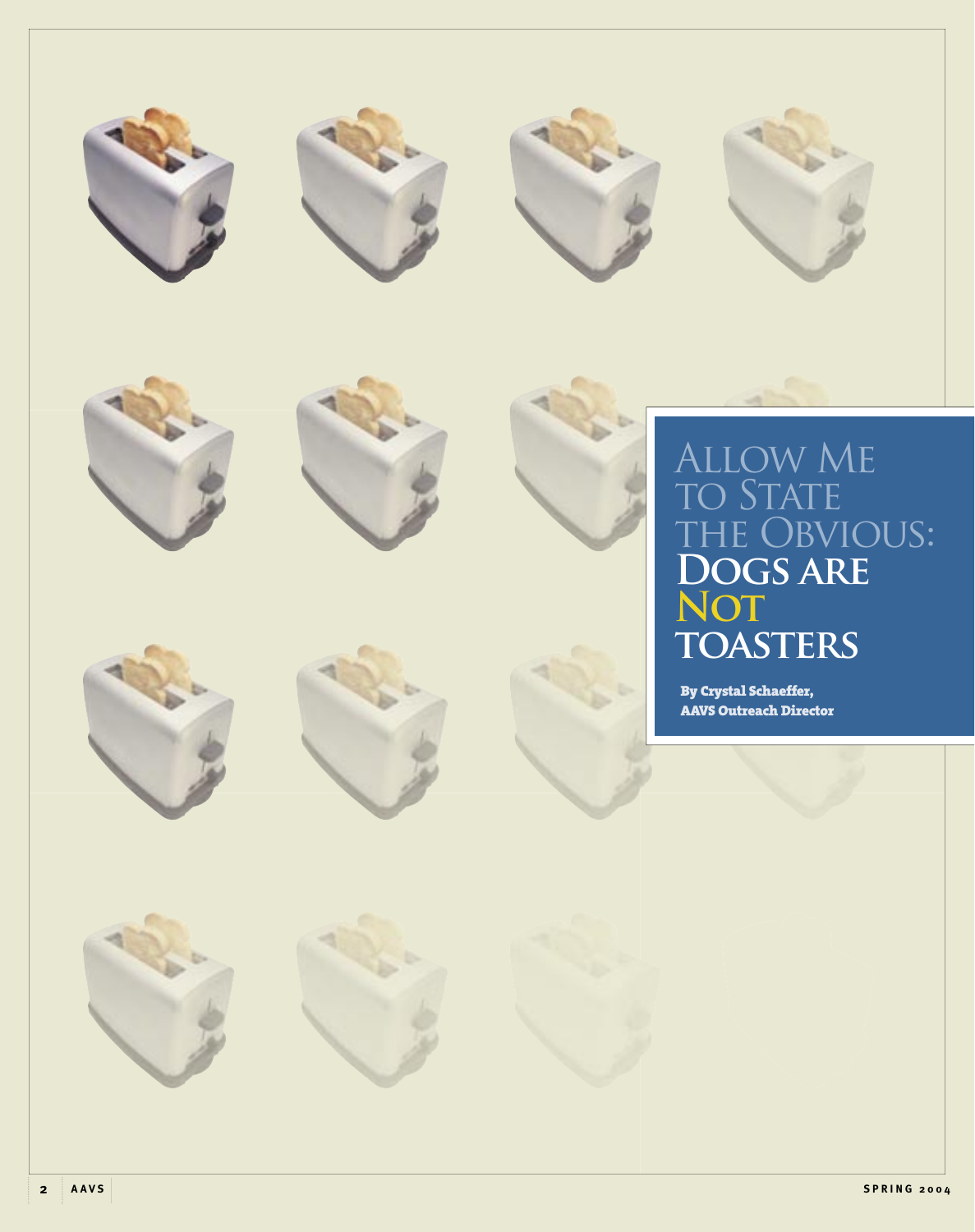# Allow Me to State the Obvious: Dogs are Not Toasters

**By Crystal Schaeffer, AAVS Outreach Director**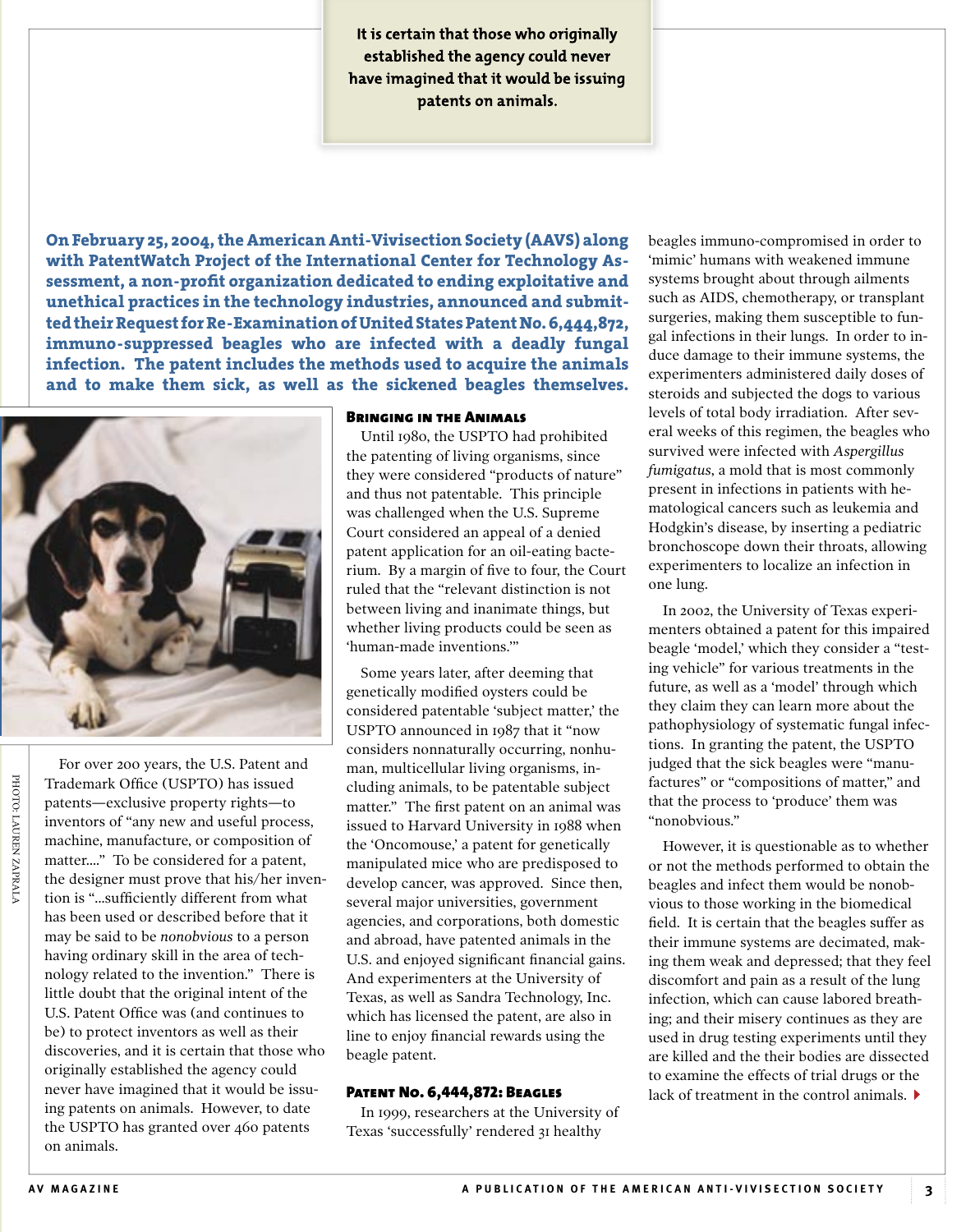> **It is certain that those who originally established the agency could never have imagined that it would be issuing patents on animals.**

**On February 25, 2004, the American Anti-Vivisection Society (AAVS) along with PatentWatch Project of the International Center for Technology Assessment, a non-profit organization dedicated to ending exploitative and unethical practices in the technology industries, announced and submitted their Request for Re-Examination of United States Patent No. 6,444,872, immuno-suppressed beagles who are infected with a deadly fungal infection. The patent includes the methods used to acquire the animals and to make them sick, as well as the sickened beagles themselves.**

PHOTO: LAUREN ZAPRALA

For over 200 years, the U.S. Patent and Trademark Office (USPTO) has issued patents—exclusive property rights—to inventors of "any new and useful process, machine, manufacture, or composition of matter...." To be considered for a patent, the designer must prove that his/her invention is "...sufficiently different from what has been used or described before that it may be said to be *nonobvious* to a person having ordinary skill in the area of technology related to the invention." There is little doubt that the original intent of the U.S. Patent Office was (and continues to be) to protect inventors as well as their discoveries, and it is certain that those who originally established the agency could never have imagined that it would be issuing patents on animals. However, to date the USPTO has granted over 460 patents on animals.

### Bringing in the Animals

Until 1980, the USPTO had prohibited the patenting of living organisms, since they were considered "products of nature" and thus not patentable. This principle was challenged when the U.S. Supreme Court considered an appeal of a denied patent application for an oil-eating bacterium. By a margin of five to four, the Court ruled that the "relevant distinction is not between living and inanimate things, but whether living products could be seen as 'human-made inventions.'"

Some years later, after deeming that genetically modified oysters could be considered patentable 'subject matter,' the USPTO announced in 1987 that it "now considers nonnaturally occurring, nonhuman, multicellular living organisms, including animals, to be patentable subject matter." The first patent on an animal was issued to Harvard University in 1988 when the 'Oncomouse,' a patent for genetically manipulated mice who are predisposed to develop cancer, was approved. Since then, several major universities, government agencies, and corporations, both domestic and abroad, have patented animals in the U.S. and enjoyed significant financial gains. And experimenters at the University of Texas, as well as Sandra Technology, Inc. which has licensed the patent, are also in line to enjoy financial rewards using the beagle patent.

### Patent No. 6,444,872: Beagles

In 1999, researchers at the University of Texas 'successfully' rendered 31 healthy beagles immuno-compromised in order to 'mimic' humans with weakened immune systems brought about through ailments such as AIDS, chemotherapy, or transplant surgeries, making them susceptible to fungal infections in their lungs. In order to induce damage to their immune systems, the experimenters administered daily doses of steroids and subjected the dogs to various levels of total body irradiation. After several weeks of this regimen, the beagles who survived were infected with *Aspergillus fumigatus*, a mold that is most commonly present in infections in patients with hematological cancers such as leukemia and Hodgkin's disease, by inserting a pediatric bronchoscope down their throats, allowing experimenters to localize an infection in one lung.

In 2002, the University of Texas experimenters obtained a patent for this impaired beagle 'model,' which they consider a "testing vehicle" for various treatments in the future, as well as a 'model' through which they claim they can learn more about the pathophysiology of systematic fungal infections. In granting the patent, the USPTO judged that the sick beagles were "manufactures" or "compositions of matter," and that the process to 'produce' them was "nonobvious."

However, it is questionable as to whether or not the methods performed to obtain the beagles and infect them would be nonobvious to those working in the biomedical field. It is certain that the beagles suffer as their immune systems are decimated, making them weak and depressed; that they feel discomfort and pain as a result of the lung infection, which can cause labored breathing; and their misery continues as they are used in drug testing experiments until they are killed and the their bodies are dissected to examine the effects of trial drugs or the lack of treatment in the control animals.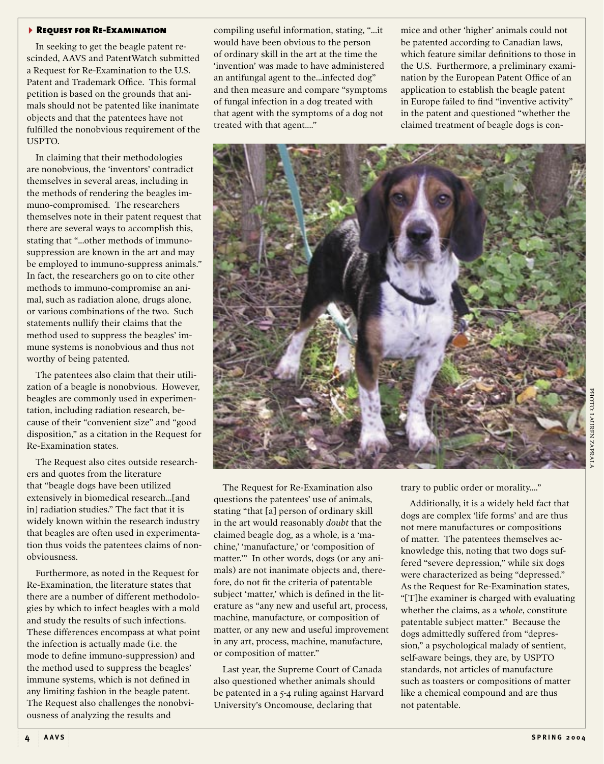### Request for Re-Examination

In seeking to get the beagle patent rescinded, AAVS and PatentWatch submitted a Request for Re-Examination to the U.S. Patent and Trademark Office. This formal petition is based on the grounds that animals should not be patented like inanimate objects and that the patentees have not fulfilled the nonobvious requirement of the USPTO.

In claiming that their methodologies are nonobvious, the 'inventors' contradict themselves in several areas, including in the methods of rendering the beagles immuno-compromised. The researchers themselves note in their patent request that there are several ways to accomplish this, stating that "...other methods of immunosuppression are known in the art and may be employed to immuno-suppress animals." In fact, the researchers go on to cite other methods to immuno-compromise an animal, such as radiation alone, drugs alone, or various combinations of the two. Such statements nullify their claims that the method used to suppress the beagles' immune systems is nonobvious and thus not worthy of being patented.

The patentees also claim that their utilization of a beagle is nonobvious. However, beagles are commonly used in experimentation, including radiation research, because of their "convenient size" and "good disposition," as a citation in the Request for Re-Examination states.

The Request also cites outside researchers and quotes from the literature that "beagle dogs have been utilized extensively in biomedical research...[and in] radiation studies." The fact that it is widely known within the research industry that beagles are often used in experimentation thus voids the patentees claims of nonobviousness.

Furthermore, as noted in the Request for Re-Examination, the literature states that there are a number of different methodologies by which to infect beagles with a mold and study the results of such infections. These differences encompass at what point the infection is actually made (i.e. the mode to define immuno-suppression) and the method used to suppress the beagles' immune systems, which is not defined in any limiting fashion in the beagle patent. The Request also challenges the nonobviousness of analyzing the results and compiling useful information, stating, "...it would have been obvious to the person of ordinary skill in the art at the time the 'invention' was made to have administered an antifungal agent to the...infected dog" and then measure and compare "symptoms of fungal infection in a dog treated with that agent with the symptoms of a dog not treated with that agent...."

The Request for Re-Examination also questions the patentees' use of animals, stating "that [a] person of ordinary skill in the art would reasonably *doubt* that the claimed beagle dog, as a whole, is a 'machine,' 'manufacture,' or 'composition of matter.'" In other words, dogs (or any animals) are not inanimate objects and, therefore, do not fit the criteria of patentable subject 'matter,' which is defined in the literature as "any new and useful art, process, machine, manufacture, or composition of matter, or any new and useful improvement in any art, process, machine, manufacture, or composition of matter."

Last year, the Supreme Court of Canada also questioned whether animals should be patented in a 5-4 ruling against Harvard University's Oncomouse, declaring that mice and other 'higher' animals could not be patented according to Canadian laws, which feature similar definitions to those in the U.S. Furthermore, a preliminary examination by the European Patent Office of an application to establish the beagle patent in Europe failed to find "inventive activity" in the patent and questioned "whether the claimed treatment of beagle dogs is contrary to public order or morality...."

Additionally, it is a widely held fact that dogs are complex 'life forms' and are thus not mere manufactures or compositions of matter. The patentees themselves acknowledge this, noting that two dogs suffered "severe depression," while six dogs were characterized as being "depressed." As the Request for Re-Examination states, "[T]he examiner is charged with evaluating whether the claims, as a *whole*, constitute patentable subject matter." Because the dogs admittedly suffered from "depression," a psychological malady of sentient, self-aware beings, they are, by USPTO standards, not articles of manufacture such as toasters or compositions of matter like a chemical compound and are thus not patentable.

PHOTO: LAUREN ZAPRALA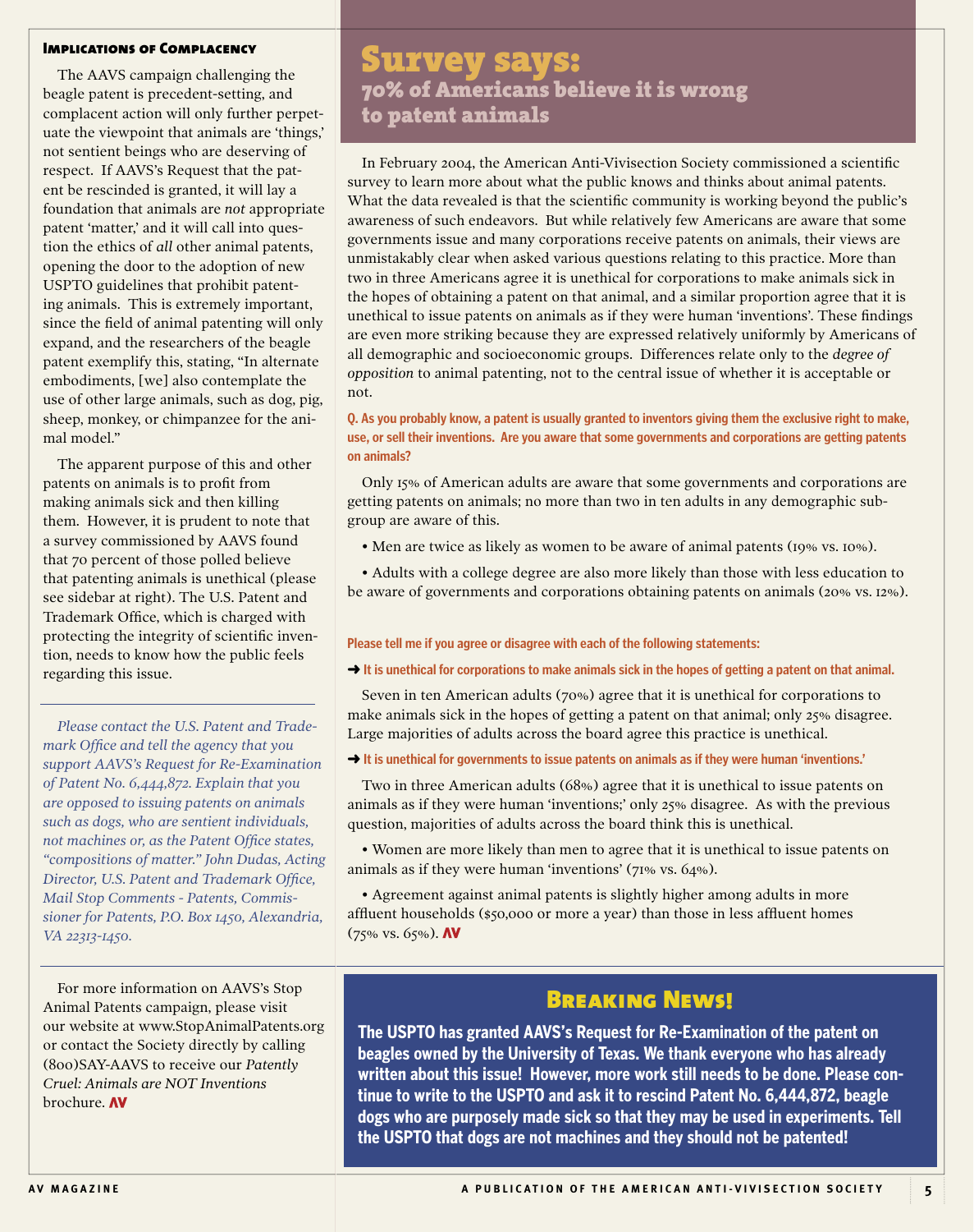### Implications of Complacency

The AAVS campaign challenging the beagle patent is precedent-setting, and complacent action will only further perpetuate the viewpoint that animals are 'things,' not sentient beings who are deserving of respect. If AAVS's Request that the patent be rescinded is granted, it will lay a foundation that animals are *not* appropriate patent 'matter,' and it will call into question the ethics of *all* other animal patents, opening the door to the adoption of new USPTO guidelines that prohibit patenting animals. This is extremely important, since the field of animal patenting will only expand, and the researchers of the beagle patent exemplify this, stating, "In alternate embodiments, [we] also contemplate the use of other large animals, such as dog, pig, sheep, monkey, or chimpanzee for the animal model."

The apparent purpose of this and other patents on animals is to profit from making animals sick and then killing them. However, it is prudent to note that a survey commissioned by AAVS found that 70 percent of those polled believe that patenting animals is unethical (please see sidebar at right). The U.S. Patent and Trademark Office, which is charged with protecting the integrity of scientific invention, needs to know how the public feels regarding this issue.

*Please contact the U.S. Patent and Trademark Office and tell the agency that you support AAVS's Request for Re-Examination of Patent No. 6,444,872. Explain that you are opposed to issuing patents on animals such as dogs, who are sentient individuals, not machines or, as the Patent Office states, "compositions of matter." John Dudas, Acting Director, U.S. Patent and Trademark Office, Mail Stop Comments - Patents, Commissioner for Patents, P.O. Box 1450, Alexandria, VA 22313-1450.*

For more information on AAVS's Stop Animal Patents campaign, please visit our website at www.StopAnimalPatents.org or contact the Society directly by calling (800)SAY-AAVS to receive our *Patently Cruel: Animals are NOT Inventions* brochure. AV

# Survey says:
## 70% of Americans believe it is wrong to patent animals

In February 2004, the American Anti-Vivisection Society commissioned a scientific survey to learn more about what the public knows and thinks about animal patents. What the data revealed is that the scientific community is working beyond the public's awareness of such endeavors. But while relatively few Americans are aware that some governments issue and many corporations receive patents on animals, their views are unmistakably clear when asked various questions relating to this practice. More than two in three Americans agree it is unethical for corporations to make animals sick in the hopes of obtaining a patent on that animal, and a similar proportion agree that it is unethical to issue patents on animals as if they were human 'inventions'. These findings are even more striking because they are expressed relatively uniformly by Americans of all demographic and socioeconomic groups. Differences relate only to the *degree of opposition* to animal patenting, not to the central issue of whether it is acceptable or not.

**Q. As you probably know, a patent is usually granted to inventors giving them the exclusive right to make, use, or sell their inventions. Are you aware that some governments and corporations are getting patents on animals?**

Only 15% of American adults are aware that some governments and corporations are getting patents on animals; no more than two in ten adults in any demographic subgroup are aware of this.

- Men are twice as likely as women to be aware of animal patents (19% vs. 10%).
- Adults with a college degree are also more likely than those with less education to be aware of governments and corporations obtaining patents on animals (20% vs. 12%).

**Please tell me if you agree or disagree with each of the following statements:**

**➜ It is unethical for corporations to make animals sick in the hopes of getting a patent on that animal.**

Seven in ten American adults (70%) agree that it is unethical for corporations to make animals sick in the hopes of getting a patent on that animal; only 25% disagree. Large majorities of adults across the board agree this practice is unethical.

**➜ It is unethical for governments to issue patents on animals as if they were human 'inventions.'**

Two in three American adults (68%) agree that it is unethical to issue patents on animals as if they were human 'inventions;' only 25% disagree. As with the previous question, majorities of adults across the board think this is unethical.

- Women are more likely than men to agree that it is unethical to issue patents on animals as if they were human 'inventions' (71% vs. 64%).
- Agreement against animal patents is slightly higher among adults in more affluent households ($50,000 or more a year) than those in less affluent homes (75% vs. 65%). AV

### Breaking News!

**The USPTO has granted AAVS's Request for Re-Examination of the patent on beagles owned by the University of Texas. We thank everyone who has already written about this issue! However, more work still needs to be done. Please continue to write to the USPTO and ask it to rescind Patent No. 6,444,872, beagle dogs who are purposely made sick so that they may be used in experiments. Tell the USPTO that dogs are not machines and they should not be patented!**